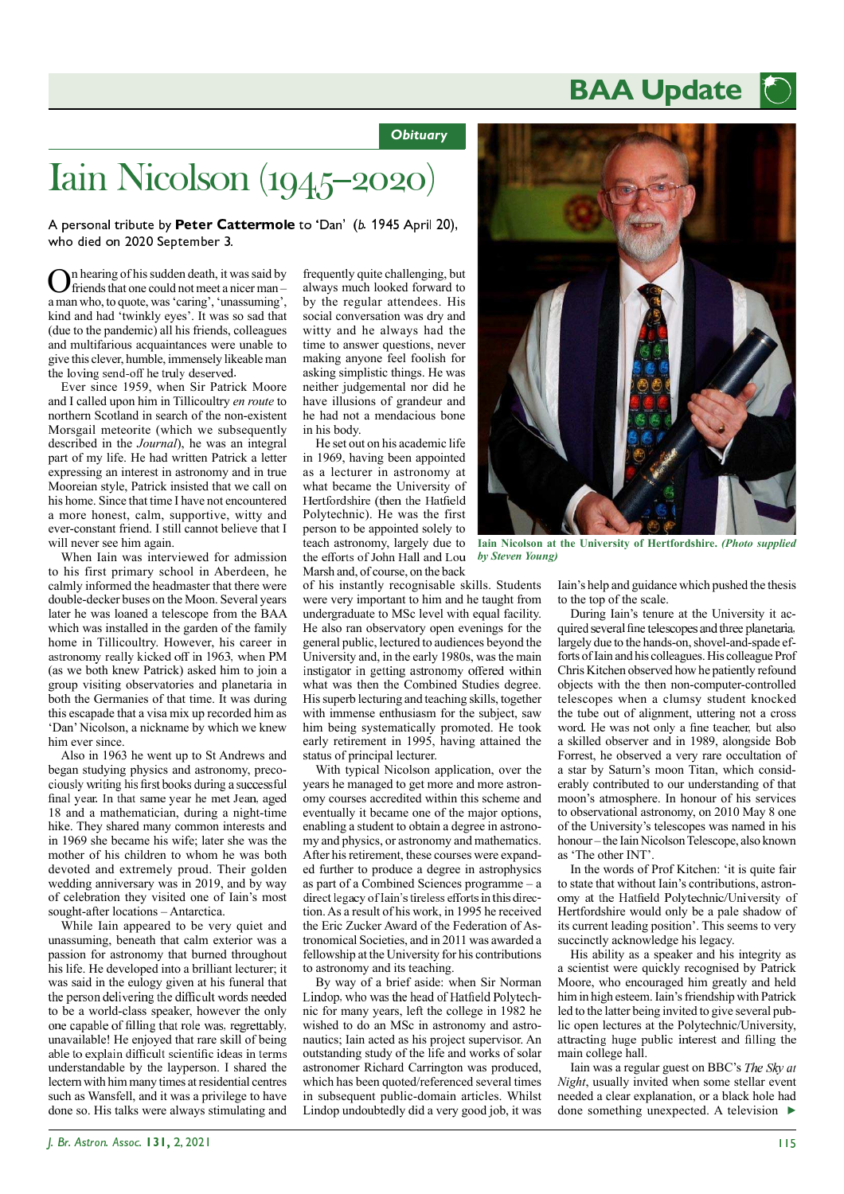*Obituary*

# Iain Nicolson (1945–2020)

A personal tribute by **Peter Cattermole** to 'Dan' (*b.* 1945 April 20), who died on 2020 September 3.

On hearing of his sudden death, it was said by friends that one could not meet a nicer man – a man who, to quote, was 'caring', 'unassuming', kind and had 'twinkly eyes'. It was so sad that (due to the pandemic) all his friends, colleagues and multifarious acquaintances were unable to give this clever, humble, immensely likeable man the loving send-off he truly deserved.

Ever since 1959, when Sir Patrick Moore and I called upon him in Tillicoultry *en route* to northern Scotland in search of the non-existent Morsgail meteorite (which we subsequently described in the *Journal*), he was an integral part of my life. He had written Patrick a letter expressing an interest in astronomy and in true Moorean style, Patrick insisted that we call on his home. Since that time I have not encountered a more honest, calm, supportive, witty and ever-constant friend. I still cannot believe that I will never see him again.

When Iain was interviewed for admission to his first primary school in Aberdeen, he calmly informed the headmaster that there were double-decker buses on the Moon. Several years later he was loaned a telescope from the BAA which was installed in the garden of the family home in Tillicoultry. However, his career in astronomy really kicked off in 1963, when PM (as we both knew Patrick) asked him to join a group visiting observatories and planetaria in both the Germanies of that time. It was during this escapade that a visa mix up recorded him as 'Dan' Nicolson, a nickname by which we knew him ever since.

Also in 1963 he went up to St Andrews and began studying physics and astronomy, precociously writing his first books during a successful final year. In that same year he met Jean, aged 18 and a mathematician, during a night-time hike. They shared many common interests and in 1969 she became his wife; later she was the mother of his children to whom he was both devoted and extremely proud. Their golden wedding anniversary was in 2019, and by way of celebration they visited one of Iain's most sought-after locations – Antarctica.

While Iain appeared to be very quiet and unassuming, beneath that calm exterior was a passion for astronomy that burned throughout his life. He developed into a brilliant lecturer; it was said in the eulogy given at his funeral that the person delivering the difficult words needed to be a world-class speaker, however the only one capable of filling that role was, regrettably, unavailable! He enjoyed that rare skill of being able to explain difficult scientific ideas in terms understandable by the layperson. I shared the lectern with him many times at residential centres such as Wansfell, and it was a privilege to have done so. His talks were always stimulating and frequently quite challenging, but always much looked forward to by the regular attendees. His social conversation was dry and witty and he always had the time to answer questions, never making anyone feel foolish for asking simplistic things. He was neither judgemental nor did he have illusions of grandeur and he had not a mendacious bone in his body.

He set out on his academic life in 1969, having been appointed as a lecturer in astronomy at what became the University of Hertfordshire (then the Hatfield Polytechnic). He was the first person to be appointed solely to teach astronomy, largely due to the efforts of John Hall and Lou Marsh and, of course, on the back of his instantly recognisable skills. Students were very important to him and he taught from undergraduate to MSc level with equal facility. He also ran observatory open evenings for the general public, lectured to audiences beyond the University and, in the early 1980s, was the main instigator in getting astronomy offered within what was then the Combined Studies degree. His superb lecturing and teaching skills, together with immense enthusiasm for the subject, saw him being systematically promoted. He took early retirement in 1995, having attained the status of principal lecturer.

With typical Nicolson application, over the years he managed to get more and more astronomy courses accredited within this scheme and eventually it became one of the major options, enabling a student to obtain a degree in astronomy and physics, or astronomy and mathematics. After his retirement, these courses were expanded further to produce a degree in astrophysics as part of a Combined Sciences programme – a direct legacy of Iain's tireless efforts in this direction. As a result of his work, in 1995 he received the Eric Zucker Award of the Federation of Astronomical Societies, and in 2011 was awarded a fellowship at the University for his contributions to astronomy and its teaching.

By way of a brief aside: when Sir Norman Lindop, who was the head of Hatfield Polytechnic for many years, left the college in 1982 he wished to do an MSc in astronomy and astronautics; Iain acted as his project supervisor. An outstanding study of the life and works of solar astronomer Richard Carrington was produced, which has been quoted/referenced several times in subsequent public-domain articles. Whilst Lindop undoubtedly did a very good job, it was Iain's help and guidance which pushed the thesis to the top of the scale.

**Iain Nicolson at the University of Hertfordshire.** ***(Photo supplied by Steven Young)***

During Iain's tenure at the University it acquired several fine telescopes and three planetaria, largely due to the hands-on, shovel-and-spade efforts of Iain and his colleagues. His colleague Prof Chris Kitchen observed how he patiently refound objects with the then non-computer-controlled telescopes when a clumsy student knocked the tube out of alignment, uttering not a cross word. He was not only a fine teacher, but also a skilled observer and in 1989, alongside Bob Forrest, he observed a very rare occultation of a star by Saturn's moon Titan, which considerably contributed to our understanding of that moon's atmosphere. In honour of his services to observational astronomy, on 2010 May 8 one of the University's telescopes was named in his honour – the Iain Nicolson Telescope, also known as 'The other INT'.

In the words of Prof Kitchen: 'it is quite fair to state that without Iain's contributions, astronomy at the Hatfield Polytechnic/University of Hertfordshire would only be a pale shadow of its current leading position'. This seems to very succinctly acknowledge his legacy.

His ability as a speaker and his integrity as a scientist were quickly recognised by Patrick Moore, who encouraged him greatly and held him in high esteem. Iain's friendship with Patrick led to the latter being invited to give several public open lectures at the Polytechnic/University, attracting huge public interest and filling the main college hall.

Iain was a regular guest on BBC's *The Sky at Night*, usually invited when some stellar event needed a clear explanation, or a black hole had done something unexpected. A television ►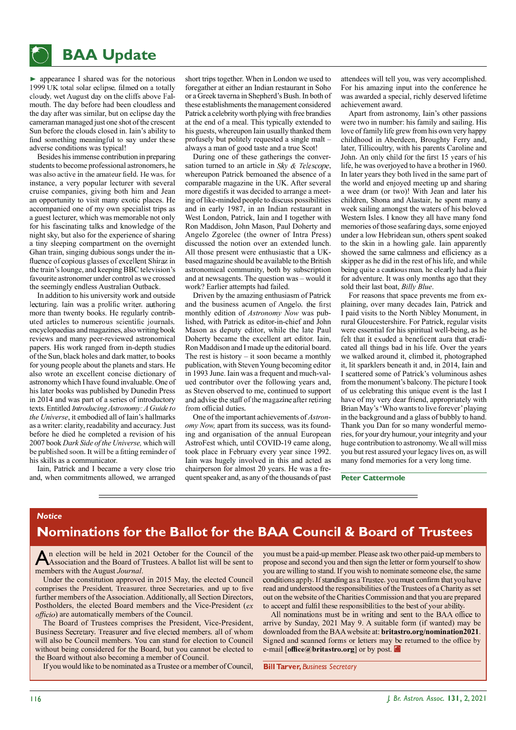# BAA Update

► appearance I shared was for the notorious 1999 UK total solar eclipse, filmed on a totally cloudy, wet August day on the cliffs above Falmouth. The day before had been cloudless and the day after was similar, but on eclipse day the cameraman managed just one shot of the crescent Sun before the clouds closed in. Iain's ability to find something meaningful to say under these adverse conditions was typical!

Besides his immense contribution in preparing students to become professional astronomers, he was also active in the amateur field. He was, for instance, a very popular lecturer with several cruise companies, giving both him and Jean an opportunity to visit many exotic places. He accompanied one of my own specialist trips as a guest lecturer, which was memorable not only for his fascinating talks and knowledge of the night sky, but also for the experience of sharing a tiny sleeping compartment on the overnight Ghan train, singing dubious songs under the influence of copious glasses of excellent Shiraz in the train's lounge, and keeping BBC television's favourite astronomer under control as we crossed the seemingly endless Australian Outback.

In addition to his university work and outside lecturing, Iain was a prolific writer, authoring more than twenty books. He regularly contributed articles to numerous scientific journals, encyclopaedias and magazines, also writing book reviews and many peer-reviewed astronomical papers. His work ranged from in-depth studies of the Sun, black holes and dark matter, to books for young people about the planets and stars. He also wrote an excellent concise dictionary of astronomy which I have found invaluable. One of his later books was published by Dunedin Press in 2014 and was part of a series of introductory texts. Entitled *Introducing Astronomy: A Guide to the Universe*, it embodied all of Iain's hallmarks as a writer: clarity, readability and accuracy. Just before he died he completed a revision of his 2007 book *Dark Side of the Universe,* which will be published soon. It will be a fitting reminder of his skills as a communicator.

Iain, Patrick and I became a very close trio and, when commitments allowed, we arranged short trips together. When in London we used to foregather at either an Indian restaurant in Soho or a Greek taverna in Shepherd's Bush. In both of these establishments the management considered Patrick a celebrity worth plying with free brandies at the end of a meal. This typically extended to his guests, whereupon Iain usually thanked them profusely but politely requested a single malt – always a man of good taste and a true Scot!

During one of these gatherings the conversation turned to an article in *Sky & Telescope*, whereupon Patrick bemoaned the absence of a comparable magazine in the UK. After several more digestifs it was decided to arrange a meeting of like-minded people to discuss possibilities and in early 1987, in an Indian restaurant in West London, Patrick, Iain and I together with Ron Maddison, John Mason, Paul Doherty and Angelo Zgorelec (the owner of Intra Press) discussed the notion over an extended lunch. All those present were enthusiastic that a UK-based magazine should be available to the British astronomical community, both by subscription and at newsagents. The question was – would it work? Earlier attempts had failed.

Driven by the amazing enthusiasm of Patrick and the business acumen of Angelo, the first monthly edition of *Astronomy Now* was published, with Patrick as editor-in-chief and John Mason as deputy editor, while the late Paul Doherty became the excellent art editor. Iain, Ron Maddison and I made up the editorial board. The rest is history – it soon became a monthly publication, with Steven Young becoming editor in 1993 June. Iain was a frequent and much-valued contributor over the following years and, as Steven observed to me, continued to support and advise the staff of the magazine after retiring from official duties.

One of the important achievements of *Astronomy Now,* apart from its success, was its founding and organisation of the annual European AstroFest which, until COVID-19 came along, took place in February every year since 1992. Iain was hugely involved in this and acted as chairperson for almost 20 years. He was a frequent speaker and, as any of the thousands of past attendees will tell you, was very accomplished. For his amazing input into the conference he was awarded a special, richly deserved lifetime achievement award.

Apart from astronomy, Iain's other passions were two in number: his family and sailing. His love of family life grew from his own very happy childhood in Aberdeen, Broughty Ferry and, later, Tillicoultry, with his parents Caroline and John. An only child for the first 15 years of his life, he was overjoyed to have a brother in 1960. In later years they both lived in the same part of the world and enjoyed meeting up and sharing a wee dram (or two)! With Jean and later his children, Shona and Alastair, he spent many a week sailing amongst the waters of his beloved Western Isles. I know they all have many fond memories of those seafaring days, some enjoyed under a low Hebridean sun, others spent soaked to the skin in a howling gale. Iain apparently showed the same calmness and efficiency as a skipper as he did in the rest of his life, and while being quite a cautious man, he clearly had a flair for adventure. It was only months ago that they sold their last boat, *Billy Blue*.

For reasons that space prevents me from explaining, over many decades Iain, Patrick and I paid visits to the North Nibley Monument, in rural Gloucestershire. For Patrick, regular visits were essential for his spiritual well-being, as he felt that it exuded a beneficent aura that eradicated all things bad in his life. Over the years we walked around it, climbed it, photographed it, lit sparklers beneath it and, in 2014, Iain and I scattered some of Patrick's voluminous ashes from the monument's balcony. The picture I took of us celebrating this unique event is the last I have of my very dear friend, appropriately with Brian May's 'Who wants to live forever' playing in the background and a glass of bubbly to hand. Thank you Dan for so many wonderful memories, for your dry humour, your integrity and your huge contribution to astronomy. We all will miss you but rest assured your legacy lives on, as will many fond memories for a very long time.

**Peter Cattermole**

---

*Notice*

## Nominations for the Ballot for the BAA Council & Board of Trustees

An election will be held in 2021 October for the Council of the Association and the Board of Trustees. A ballot list will be sent to members with the August *Journal*.

Under the constitution approved in 2015 May, the elected Council comprises the President, Treasurer, three Secretaries, and up to five further members of the Association. Additionally, all Section Directors, Postholders, the elected Board members and the Vice-President (*ex officio*) are automatically members of the Council.

The Board of Trustees comprises the President, Vice-President, Business Secretary, Treasurer and five elected members, all of whom will also be Council members. You can stand for election to Council without being considered for the Board, but you cannot be elected to the Board without also becoming a member of Council.

If you would like to be nominated as a Trustee or a member of Council, you must be a paid-up member. Please ask two other paid-up members to propose and second you and then sign the letter or form yourself to show you are willing to stand. If you wish to nominate someone else, the same conditions apply. If standing as a Trustee, you must confirm that you have read and understood the responsibilities of the Trustees of a Charity as set out on the website of the Charities Commission and that you are prepared to accept and fulfil these responsibilities to the best of your ability.

All nominations must be in writing and sent to the BAA office to arrive by Sunday, 2021 May 9. A suitable form (if wanted) may be downloaded from the BAA website at: **britastro.org/nomination2021**. Signed and scanned forms or letters may be returned to the office by e-mail [**office@britastro.org**] or by post.

**Bill Tarver,** *Business Secretary*